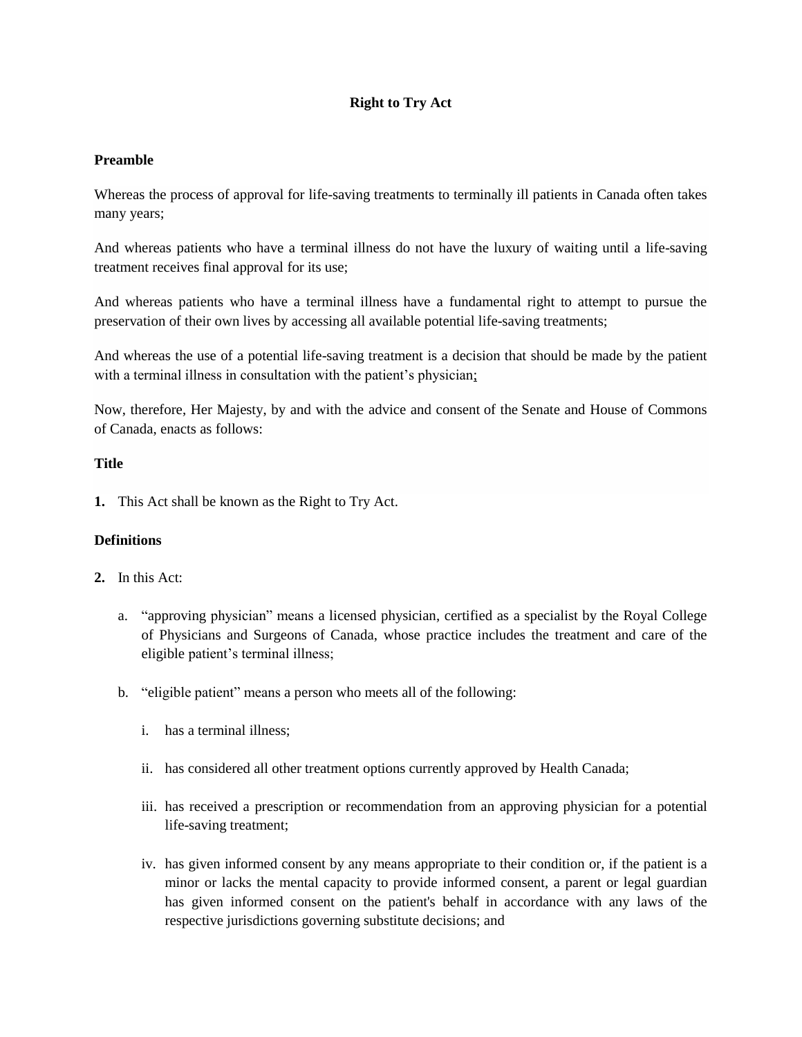# Right to Try Act

## Preamble

Whereas the process of approval for life-saving treatments to terminally ill patients in Canada often takes many years;

And whereas patients who have a terminal illness do not have the luxury of waiting until a life-saving treatment receives final approval for its use;

And whereas patients who have a terminal illness have a fundamental right to attempt to pursue the preservation of their own lives by accessing all available potential life-saving treatments;

And whereas the use of a potential life-saving treatment is a decision that should be made by the patient with a terminal illness in consultation with the patient's physician;

Now, therefore, Her Majesty, by and with the advice and consent of the Senate and House of Commons of Canada, enacts as follows:

## Title

**1.** This Act shall be known as the Right to Try Act.

## Definitions

**2.** In this Act:

a. "approving physician" means a licensed physician, certified as a specialist by the Royal College of Physicians and Surgeons of Canada, whose practice includes the treatment and care of the eligible patient's terminal illness;

b. "eligible patient" means a person who meets all of the following:

   i. has a terminal illness;

   ii. has considered all other treatment options currently approved by Health Canada;

   iii. has received a prescription or recommendation from an approving physician for a potential life-saving treatment;

   iv. has given informed consent by any means appropriate to their condition or, if the patient is a minor or lacks the mental capacity to provide informed consent, a parent or legal guardian has given informed consent on the patient's behalf in accordance with any laws of the respective jurisdictions governing substitute decisions; and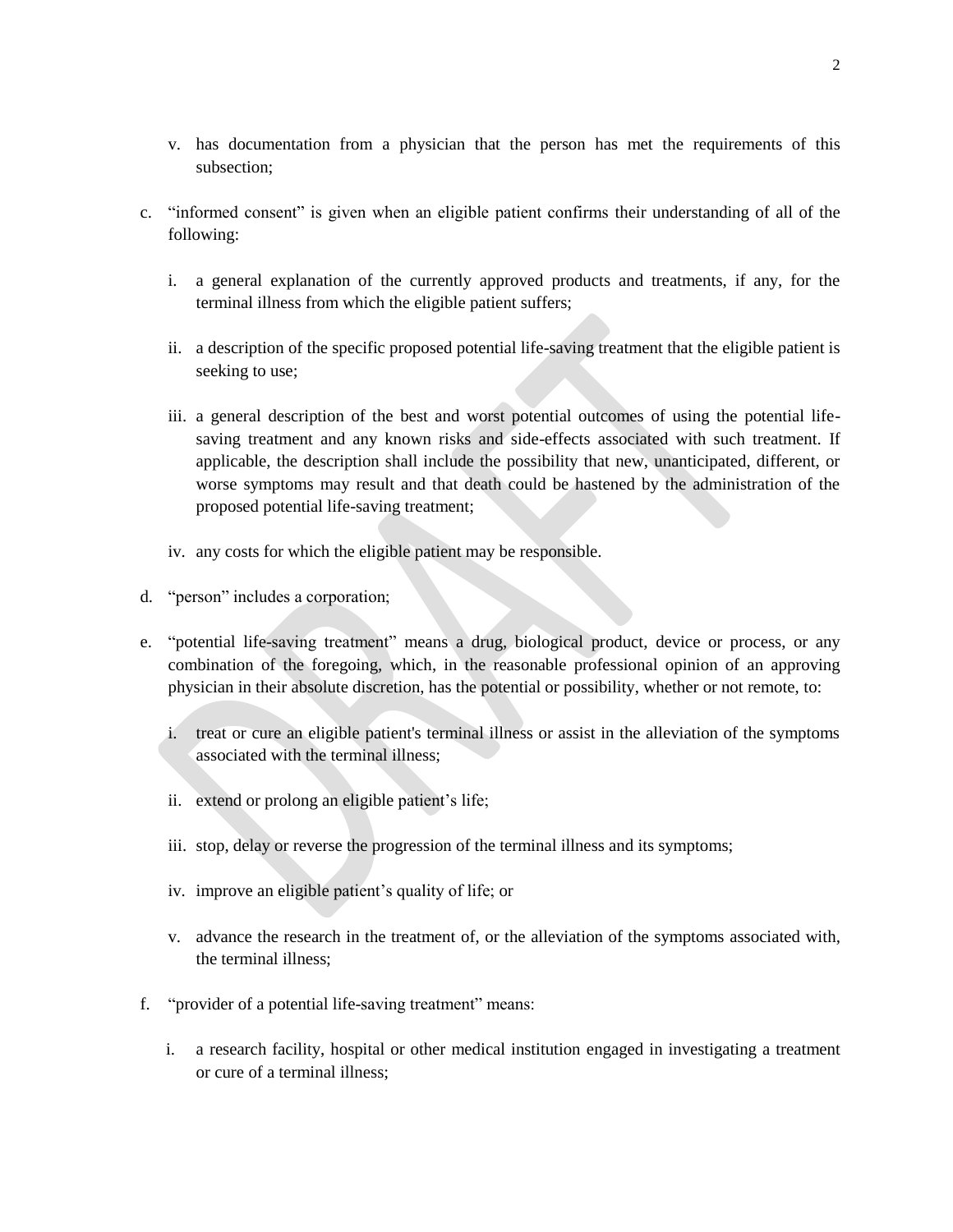v. has documentation from a physician that the person has met the requirements of this subsection;

c. "informed consent" is given when an eligible patient confirms their understanding of all of the following:

   i. a general explanation of the currently approved products and treatments, if any, for the terminal illness from which the eligible patient suffers;

   ii. a description of the specific proposed potential life-saving treatment that the eligible patient is seeking to use;

   iii. a general description of the best and worst potential outcomes of using the potential life-saving treatment and any known risks and side-effects associated with such treatment. If applicable, the description shall include the possibility that new, unanticipated, different, or worse symptoms may result and that death could be hastened by the administration of the proposed potential life-saving treatment;

   iv. any costs for which the eligible patient may be responsible.

d. "person" includes a corporation;

e. "potential life-saving treatment" means a drug, biological product, device or process, or any combination of the foregoing, which, in the reasonable professional opinion of an approving physician in their absolute discretion, has the potential or possibility, whether or not remote, to:

   i. treat or cure an eligible patient's terminal illness or assist in the alleviation of the symptoms associated with the terminal illness;

   ii. extend or prolong an eligible patient's life;

   iii. stop, delay or reverse the progression of the terminal illness and its symptoms;

   iv. improve an eligible patient's quality of life; or

   v. advance the research in the treatment of, or the alleviation of the symptoms associated with, the terminal illness;

f. "provider of a potential life-saving treatment" means:

   i. a research facility, hospital or other medical institution engaged in investigating a treatment or cure of a terminal illness;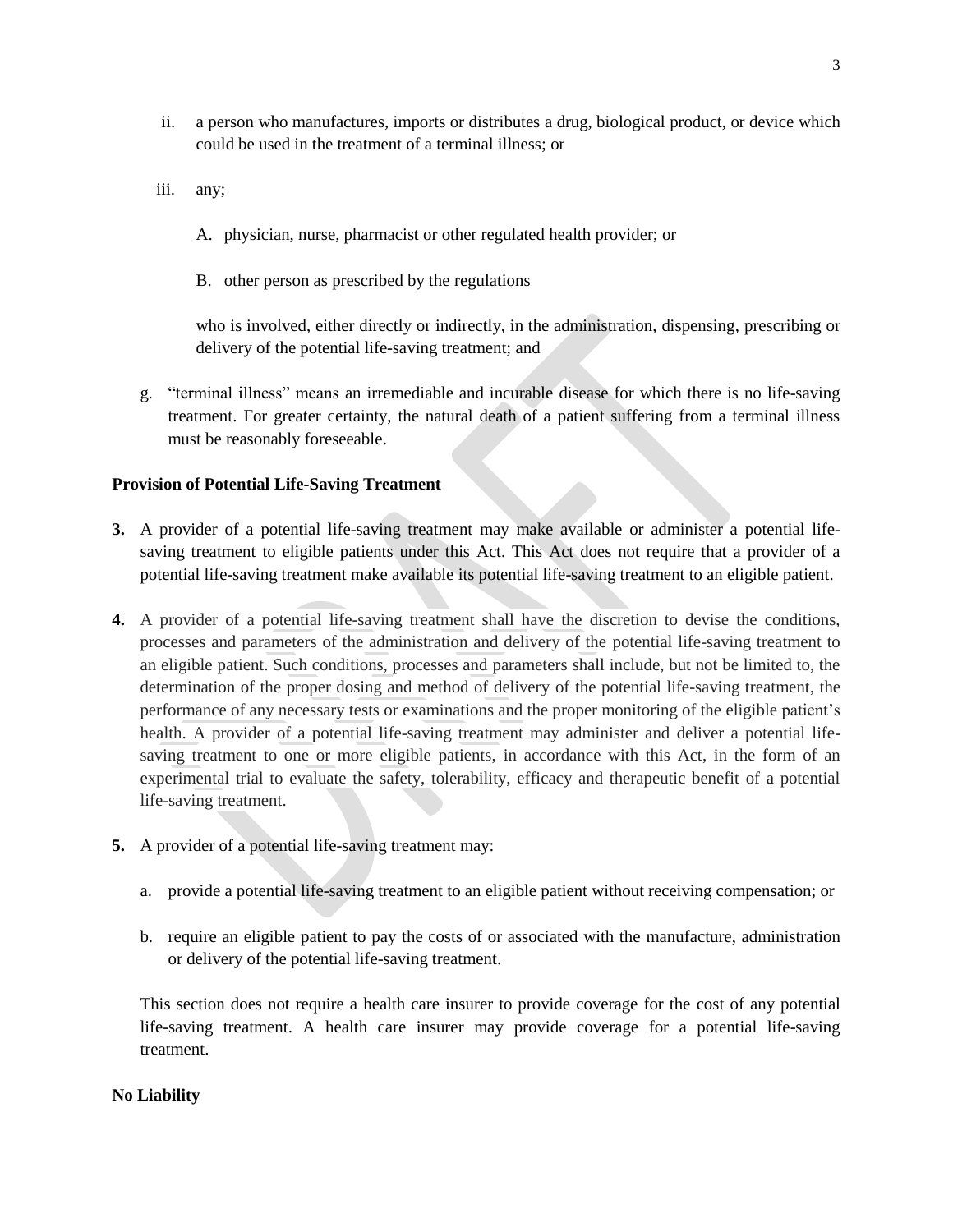ii. a person who manufactures, imports or distributes a drug, biological product, or device which could be used in the treatment of a terminal illness; or

iii. any;

   A. physician, nurse, pharmacist or other regulated health provider; or

   B. other person as prescribed by the regulations

   who is involved, either directly or indirectly, in the administration, dispensing, prescribing or delivery of the potential life-saving treatment; and

g. "terminal illness" means an irremediable and incurable disease for which there is no life-saving treatment. For greater certainty, the natural death of a patient suffering from a terminal illness must be reasonably foreseeable.

**Provision of Potential Life-Saving Treatment**

**3.** A provider of a potential life-saving treatment may make available or administer a potential life-saving treatment to eligible patients under this Act. This Act does not require that a provider of a potential life-saving treatment make available its potential life-saving treatment to an eligible patient.

**4.** A provider of a potential life-saving treatment shall have the discretion to devise the conditions, processes and parameters of the administration and delivery of the potential life-saving treatment to an eligible patient. Such conditions, processes and parameters shall include, but not be limited to, the determination of the proper dosing and method of delivery of the potential life-saving treatment, the performance of any necessary tests or examinations and the proper monitoring of the eligible patient's health. A provider of a potential life-saving treatment may administer and deliver a potential life-saving treatment to one or more eligible patients, in accordance with this Act, in the form of an experimental trial to evaluate the safety, tolerability, efficacy and therapeutic benefit of a potential life-saving treatment.

**5.** A provider of a potential life-saving treatment may:

a. provide a potential life-saving treatment to an eligible patient without receiving compensation; or

b. require an eligible patient to pay the costs of or associated with the manufacture, administration or delivery of the potential life-saving treatment.

This section does not require a health care insurer to provide coverage for the cost of any potential life-saving treatment. A health care insurer may provide coverage for a potential life-saving treatment.

**No Liability**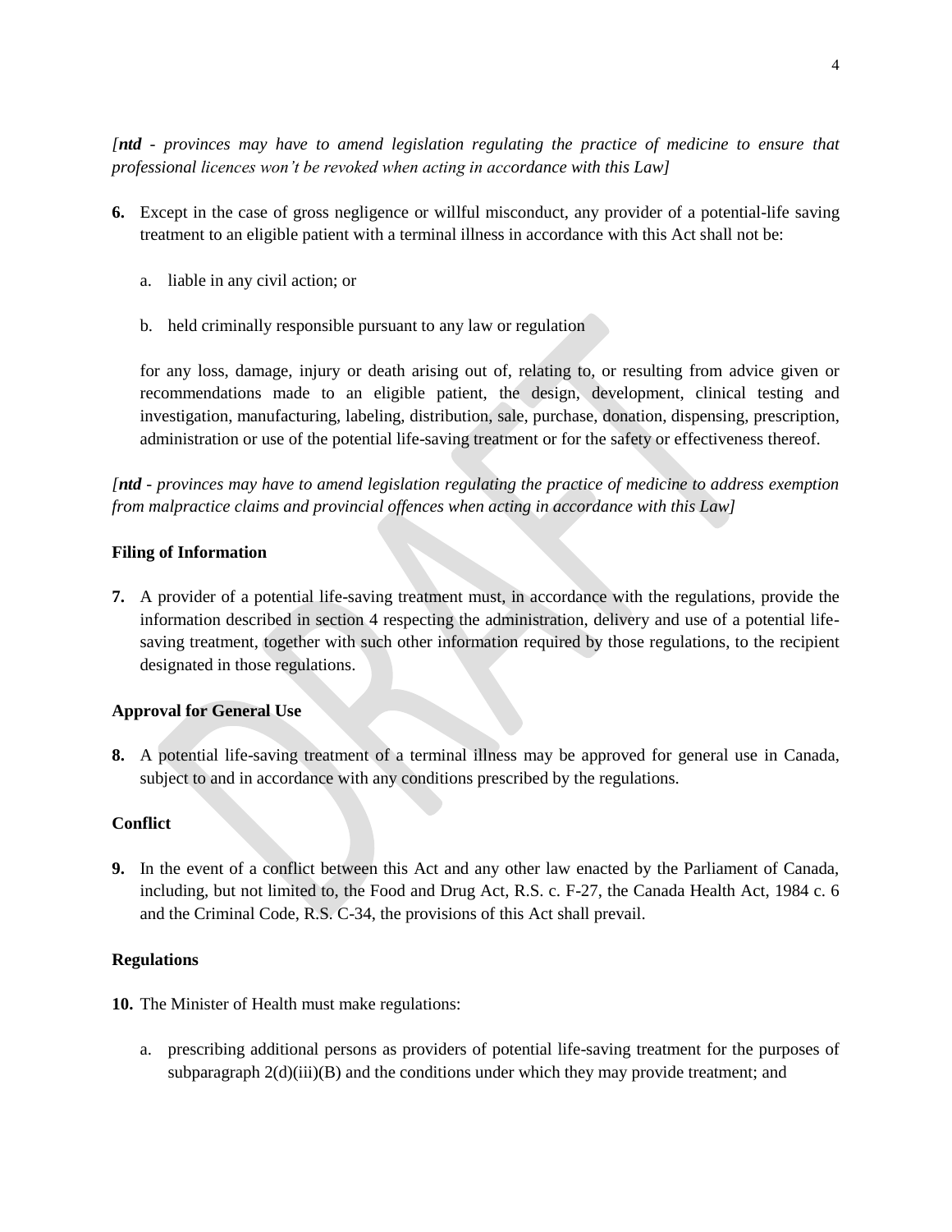*[**ntd** - provinces may have to amend legislation regulating the practice of medicine to ensure that professional licences won't be revoked when acting in accordance with this Law]*

**6.** Except in the case of gross negligence or willful misconduct, any provider of a potential-life saving treatment to an eligible patient with a terminal illness in accordance with this Act shall not be:

a. liable in any civil action; or

b. held criminally responsible pursuant to any law or regulation

for any loss, damage, injury or death arising out of, relating to, or resulting from advice given or recommendations made to an eligible patient, the design, development, clinical testing and investigation, manufacturing, labeling, distribution, sale, purchase, donation, dispensing, prescription, administration or use of the potential life-saving treatment or for the safety or effectiveness thereof.

*[**ntd** - provinces may have to amend legislation regulating the practice of medicine to address exemption from malpractice claims and provincial offences when acting in accordance with this Law]*

**Filing of Information**

**7.** A provider of a potential life-saving treatment must, in accordance with the regulations, provide the information described in section 4 respecting the administration, delivery and use of a potential life-saving treatment, together with such other information required by those regulations, to the recipient designated in those regulations.

**Approval for General Use**

**8.** A potential life-saving treatment of a terminal illness may be approved for general use in Canada, subject to and in accordance with any conditions prescribed by the regulations.

**Conflict**

**9.** In the event of a conflict between this Act and any other law enacted by the Parliament of Canada, including, but not limited to, the Food and Drug Act, R.S. c. F-27, the Canada Health Act, 1984 c. 6 and the Criminal Code, R.S. C-34, the provisions of this Act shall prevail.

**Regulations**

**10.** The Minister of Health must make regulations:

a. prescribing additional persons as providers of potential life-saving treatment for the purposes of subparagraph 2(d)(iii)(B) and the conditions under which they may provide treatment; and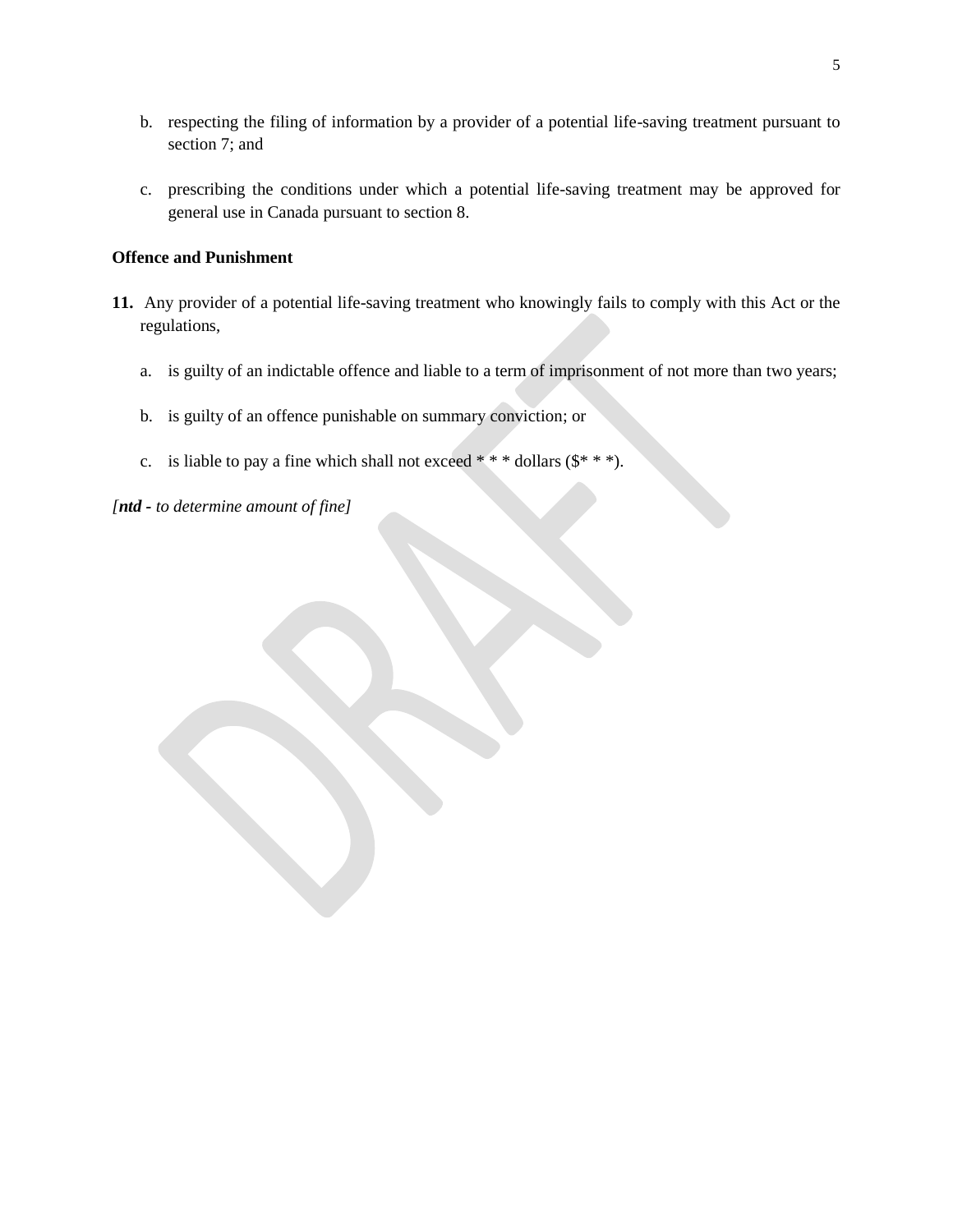b. respecting the filing of information by a provider of a potential life-saving treatment pursuant to section 7; and

c. prescribing the conditions under which a potential life-saving treatment may be approved for general use in Canada pursuant to section 8.

**Offence and Punishment**

**11.** Any provider of a potential life-saving treatment who knowingly fails to comply with this Act or the regulations,

a. is guilty of an indictable offence and liable to a term of imprisonment of not more than two years;

b. is guilty of an offence punishable on summary conviction; or

c. is liable to pay a fine which shall not exceed * * * dollars ($* * *).

*[**ntd** - to determine amount of fine]*